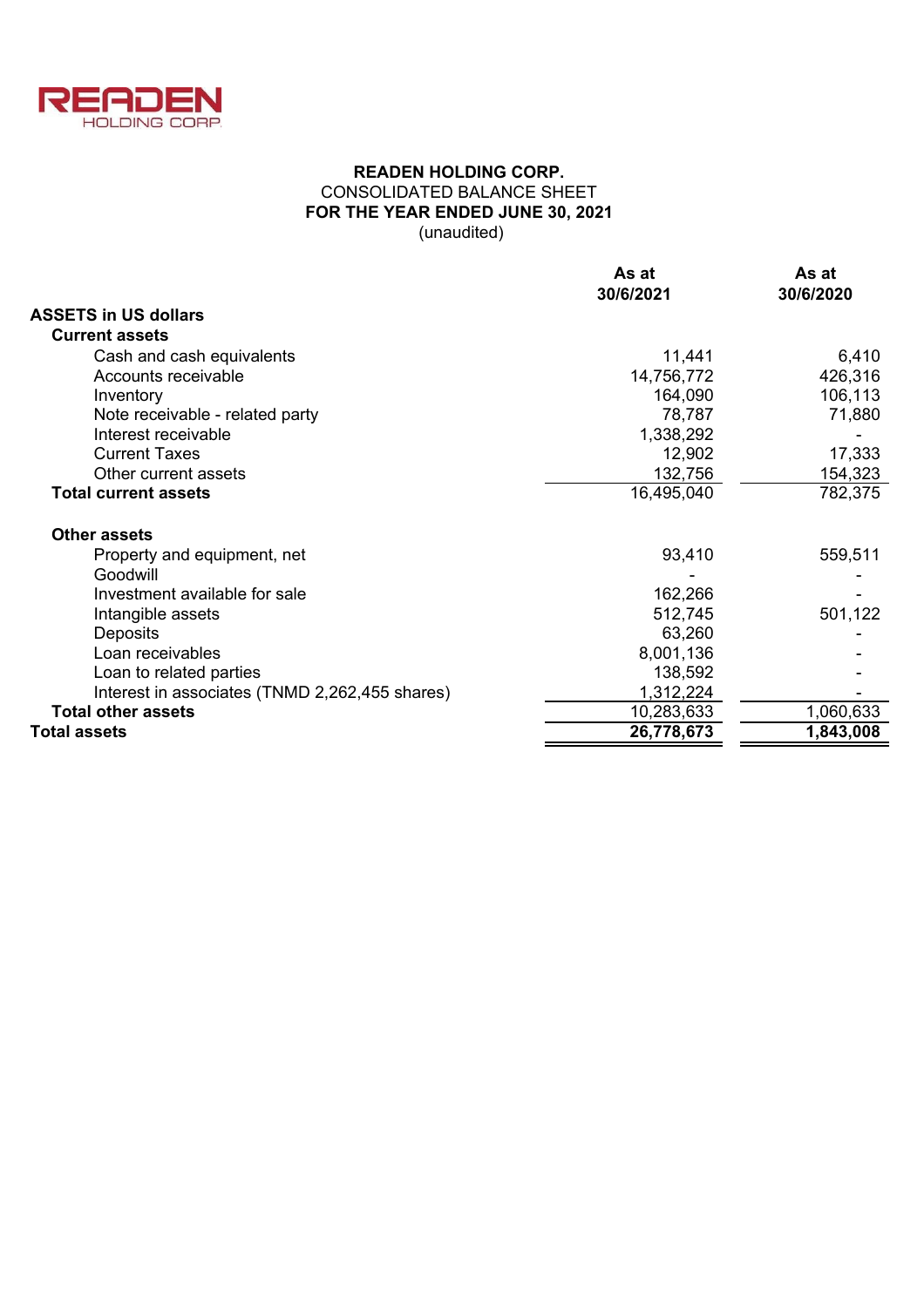READEN HOLDING CORP.

**READEN HOLDING CORP.**
CONSOLIDATED BALANCE SHEET
**FOR THE YEAR ENDED JUNE 30, 2021**
(unaudited)

| | As at 30/6/2021 | As at 30/6/2020 |
|---|---|---|
| **ASSETS in US dollars** | | |
| **Current assets** | | |
| Cash and cash equivalents | 11,441 | 6,410 |
| Accounts receivable | 14,756,772 | 426,316 |
| Inventory | 164,090 | 106,113 |
| Note receivable - related party | 78,787 | 71,880 |
| Interest receivable | 1,338,292 | - |
| Current Taxes | 12,902 | 17,333 |
| Other current assets | 132,756 | 154,323 |
| **Total current assets** | 16,495,040 | 782,375 |
| | | |
| **Other assets** | | |
| Property and equipment, net | 93,410 | 559,511 |
| Goodwill | - | - |
| Investment available for sale | 162,266 | - |
| Intangible assets | 512,745 | 501,122 |
| Deposits | 63,260 | - |
| Loan receivables | 8,001,136 | - |
| Loan to related parties | 138,592 | - |
| Interest in associates (TNMD 2,262,455 shares) | 1,312,224 | - |
| **Total other assets** | 10,283,633 | 1,060,633 |
| **Total assets** | **26,778,673** | **1,843,008** |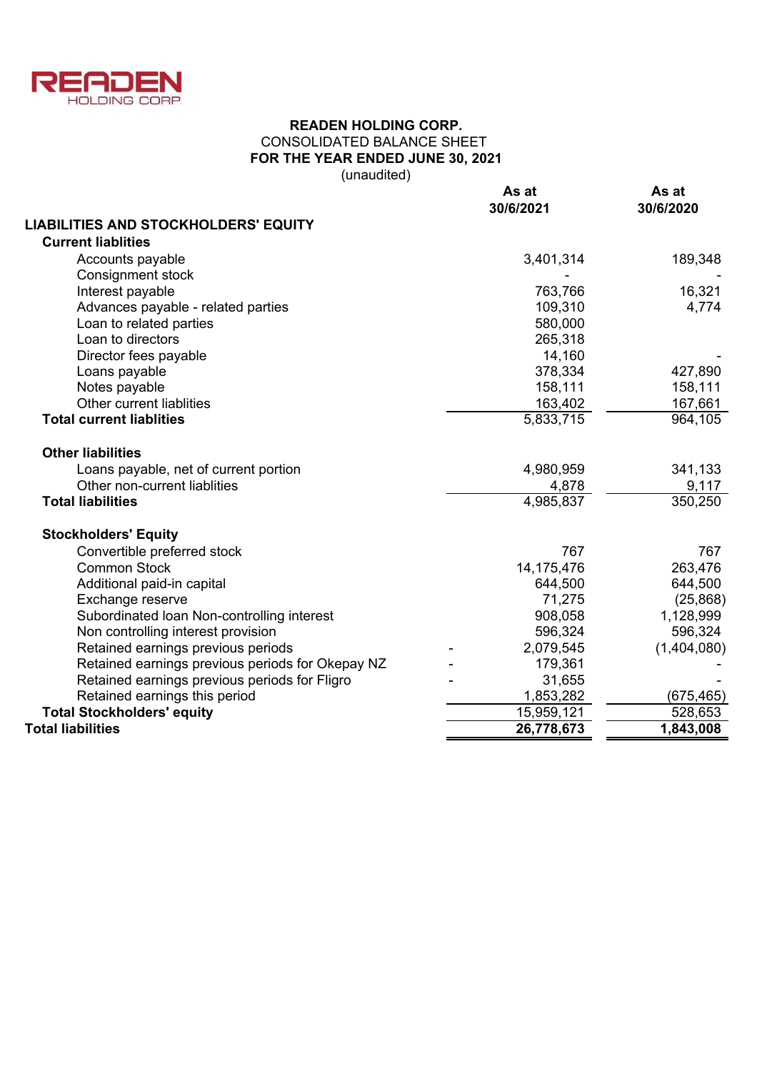READEN HOLDING CORP.

**READEN HOLDING CORP.**
CONSOLIDATED BALANCE SHEET
**FOR THE YEAR ENDED JUNE 30, 2021**
(unaudited)

| | | As at 30/6/2021 | As at 30/6/2020 |
|---|---|---|---|
| **LIABILITIES AND STOCKHOLDERS' EQUITY** | | | |
| **Current liablities** | | | |
| Accounts payable | | 3,401,314 | 189,348 |
| Consignment stock | | - | - |
| Interest payable | | 763,766 | 16,321 |
| Advances payable - related parties | | 109,310 | 4,774 |
| Loan to related parties | | 580,000 | |
| Loan to directors | | 265,318 | |
| Director fees payable | | 14,160 | - |
| Loans payable | | 378,334 | 427,890 |
| Notes payable | | 158,111 | 158,111 |
| Other current liablities | | 163,402 | 167,661 |
| **Total current liablities** | | 5,833,715 | 964,105 |
| **Other liabilities** | | | |
| Loans payable, net of current portion | | 4,980,959 | 341,133 |
| Other non-current liablities | | 4,878 | 9,117 |
| **Total liabilities** | | 4,985,837 | 350,250 |
| **Stockholders' Equity** | | | |
| Convertible preferred stock | | 767 | 767 |
| Common Stock | | 14,175,476 | 263,476 |
| Additional paid-in capital | | 644,500 | 644,500 |
| Exchange reserve | | 71,275 | (25,868) |
| Subordinated loan Non-controlling interest | | 908,058 | 1,128,999 |
| Non controlling interest provision | | 596,324 | 596,324 |
| Retained earnings previous periods | - | 2,079,545 | (1,404,080) |
| Retained earnings previous periods for Okepay NZ | - | 179,361 | - |
| Retained earnings previous periods for Fligro | - | 31,655 | - |
| Retained earnings this period | | 1,853,282 | (675,465) |
| **Total Stockholders' equity** | | 15,959,121 | 528,653 |
| **Total liabilities** | | **26,778,673** | **1,843,008** |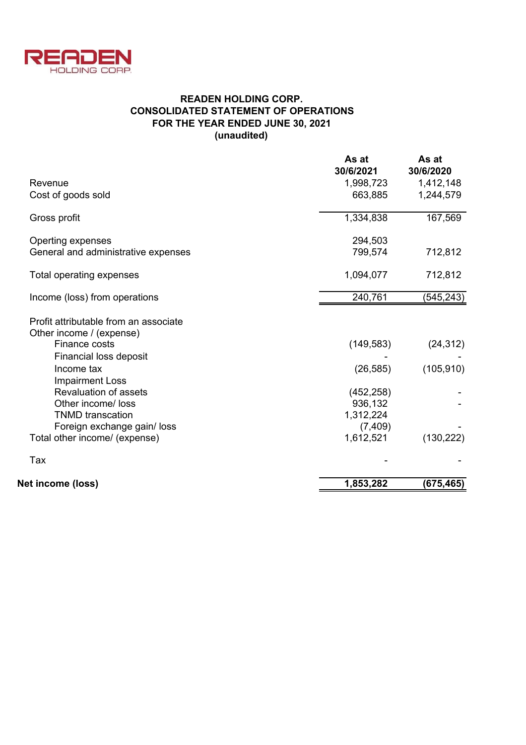READEN HOLDING CORP.

## READEN HOLDING CORP.
## CONSOLIDATED STATEMENT OF OPERATIONS
## FOR THE YEAR ENDED JUNE 30, 2021
## (unaudited)

| | As at 30/6/2021 | As at 30/6/2020 |
|---|---|---|
| Revenue | 1,998,723 | 1,412,148 |
| Cost of goods sold | 663,885 | 1,244,579 |
| Gross profit | 1,334,838 | 167,569 |
| Operting expenses | 294,503 | |
| General and administrative expenses | 799,574 | 712,812 |
| Total operating expenses | 1,094,077 | 712,812 |
| Income (loss) from operations | 240,761 | (545,243) |
| Profit attributable from an associate | | |
| Other income / (expense) | | |
| Finance costs | (149,583) | (24,312) |
| Financial loss deposit | - | - |
| Income tax | (26,585) | (105,910) |
| Impairment Loss | | |
| Revaluation of assets | (452,258) | - |
| Other income/ loss | 936,132 | - |
| TNMD transcation | 1,312,224 | |
| Foreign exchange gain/ loss | (7,409) | - |
| Total other income/ (expense) | 1,612,521 | (130,222) |
| Tax | - | - |
| **Net income (loss)** | **1,853,282** | **(675,465)** |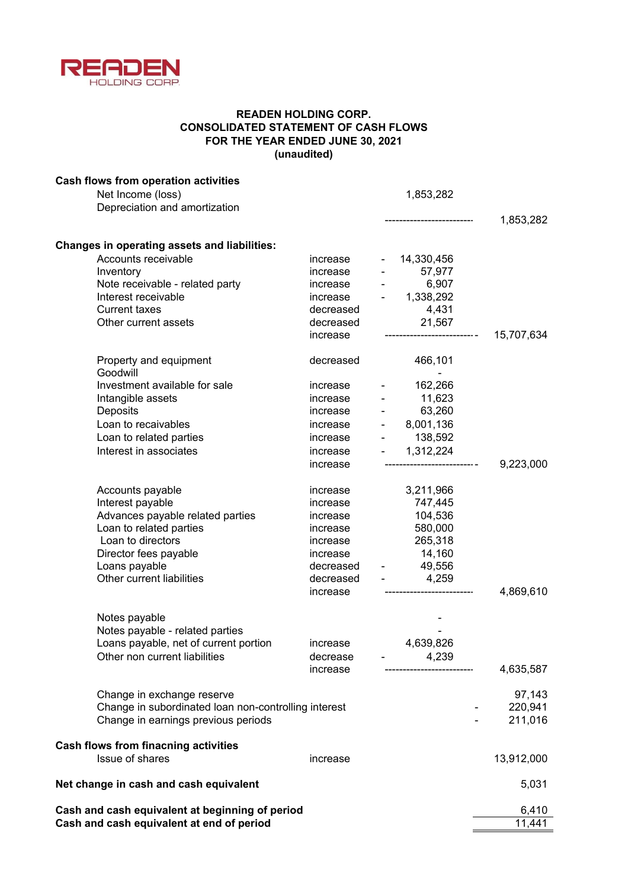READEN HOLDING CORP.

**READEN HOLDING CORP.**
**CONSOLIDATED STATEMENT OF CASH FLOWS**
**FOR THE YEAR ENDED JUNE 30, 2021**
**(unaudited)**

| | | | | | |
|---|---|---|---|---|---|
| **Cash flows from operation activities** | | | | | |
| Net Income (loss) | | | 1,853,282 | | |
| Depreciation and amortization | | | | | |
| | | | ------------------------- | | 1,853,282 |
| **Changes in operating assets and liabilities:** | | | | | |
| Accounts receivable | increase | - | 14,330,456 | | |
| Inventory | increase | - | 57,977 | | |
| Note receivable - related party | increase | - | 6,907 | | |
| Interest receivable | increase | - | 1,338,292 | | |
| Current taxes | decreased | | 4,431 | | |
| Other current assets | decreased | | 21,567 | | |
| | increase | | ------------------------- | - | 15,707,634 |
| Property and equipment | decreased | | 466,101 | | |
| Goodwill | | | - | | |
| Investment available for sale | increase | - | 162,266 | | |
| Intangible assets | increase | - | 11,623 | | |
| Deposits | increase | - | 63,260 | | |
| Loan to recaivables | increase | - | 8,001,136 | | |
| Loan to related parties | increase | - | 138,592 | | |
| Interest in associates | increase | - | 1,312,224 | | |
| | increase | | ------------------------- | - | 9,223,000 |
| Accounts payable | increase | | 3,211,966 | | |
| Interest payable | increase | | 747,445 | | |
| Advances payable related parties | increase | | 104,536 | | |
| Loan to related parties | increase | | 580,000 | | |
| Loan to directors | increase | | 265,318 | | |
| Director fees payable | increase | | 14,160 | | |
| Loans payable | decreased | - | 49,556 | | |
| Other current liabilities | decreased | - | 4,259 | | |
| | increase | | ------------------------- | | 4,869,610 |
| Notes payable | | | - | | |
| Notes payable - related parties | | | - | | |
| Loans payable, net of current portion | increase | | 4,639,826 | | |
| Other non current liabilities | decrease | - | 4,239 | | |
| | increase | | ------------------------- | | 4,635,587 |
| Change in exchange reserve | | | | | 97,143 |
| Change in subordinated loan non-controlling interest | | | | - | 220,941 |
| Change in earnings previous periods | | | | - | 211,016 |
| **Cash flows from finacning activities** | | | | | |
| Issue of shares | increase | | | | 13,912,000 |
| **Net change in cash and cash equivalent** | | | | | 5,031 |
| **Cash and cash equivalent at beginning of period** | | | | | 6,410 |
| **Cash and cash equivalent at end of period** | | | | | 11,441 |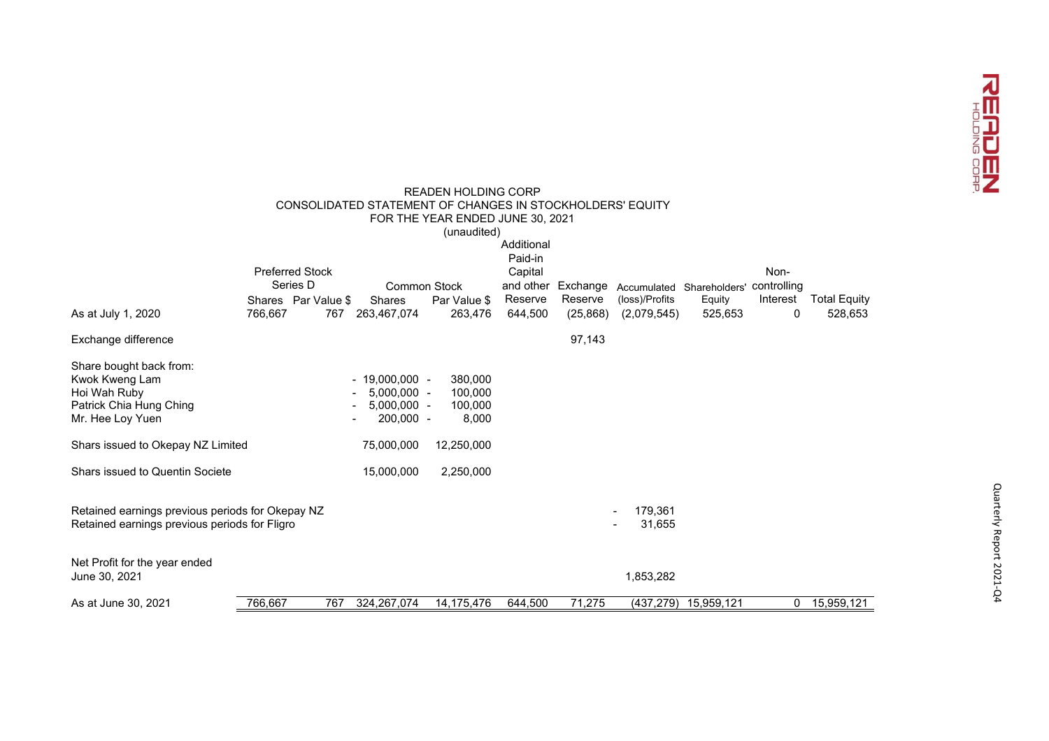READEN HOLDING CORP
CONSOLIDATED STATEMENT OF CHANGES IN STOCKHOLDERS' EQUITY
FOR THE YEAR ENDED JUNE 30, 2021
(unaudited)

| | Preferred Stock Series D | | Common Stock | | Additional Paid-in Capital and other Reserve | Exchange Reserve | Accumulated (loss)/Profits | Shareholders' Equity | Non-controlling Interest | Total Equity |
|---|---|---|---|---|---|---|---|---|---|---|
| | Shares | Par Value $ | Shares | Par Value $ | | | | | | |
| As at July 1, 2020 | 766,667 | 767 | 263,467,074 | 263,476 | 644,500 | (25,868) | (2,079,545) | 525,653 | 0 | 528,653 |
| Exchange difference | | | | | | 97,143 | | | | |
| Share bought back from: | | | | | | | | | | |
| Kwok Kweng Lam | | | - 19,000,000 | - 380,000 | | | | | | |
| Hoi Wah Ruby | | | - 5,000,000 | - 100,000 | | | | | | |
| Patrick Chia Hung Ching | | | - 5,000,000 | - 100,000 | | | | | | |
| Mr. Hee Loy Yuen | | | - 200,000 | - 8,000 | | | | | | |
| Shars issued to Okepay NZ Limited | | | 75,000,000 | 12,250,000 | | | | | | |
| Shars issued to Quentin Societe | | | 15,000,000 | 2,250,000 | | | | | | |
| Retained earnings previous periods for Okepay NZ | | | | | | | - 179,361 | | | |
| Retained earnings previous periods for Fligro | | | | | | | - 31,655 | | | |
| Net Profit for the year ended June 30, 2021 | | | | | | | 1,853,282 | | | |
| As at June 30, 2021 | 766,667 | 767 | 324,267,074 | 14,175,476 | 644,500 | 71,275 | (437,279) | 15,959,121 | 0 | 15,959,121 |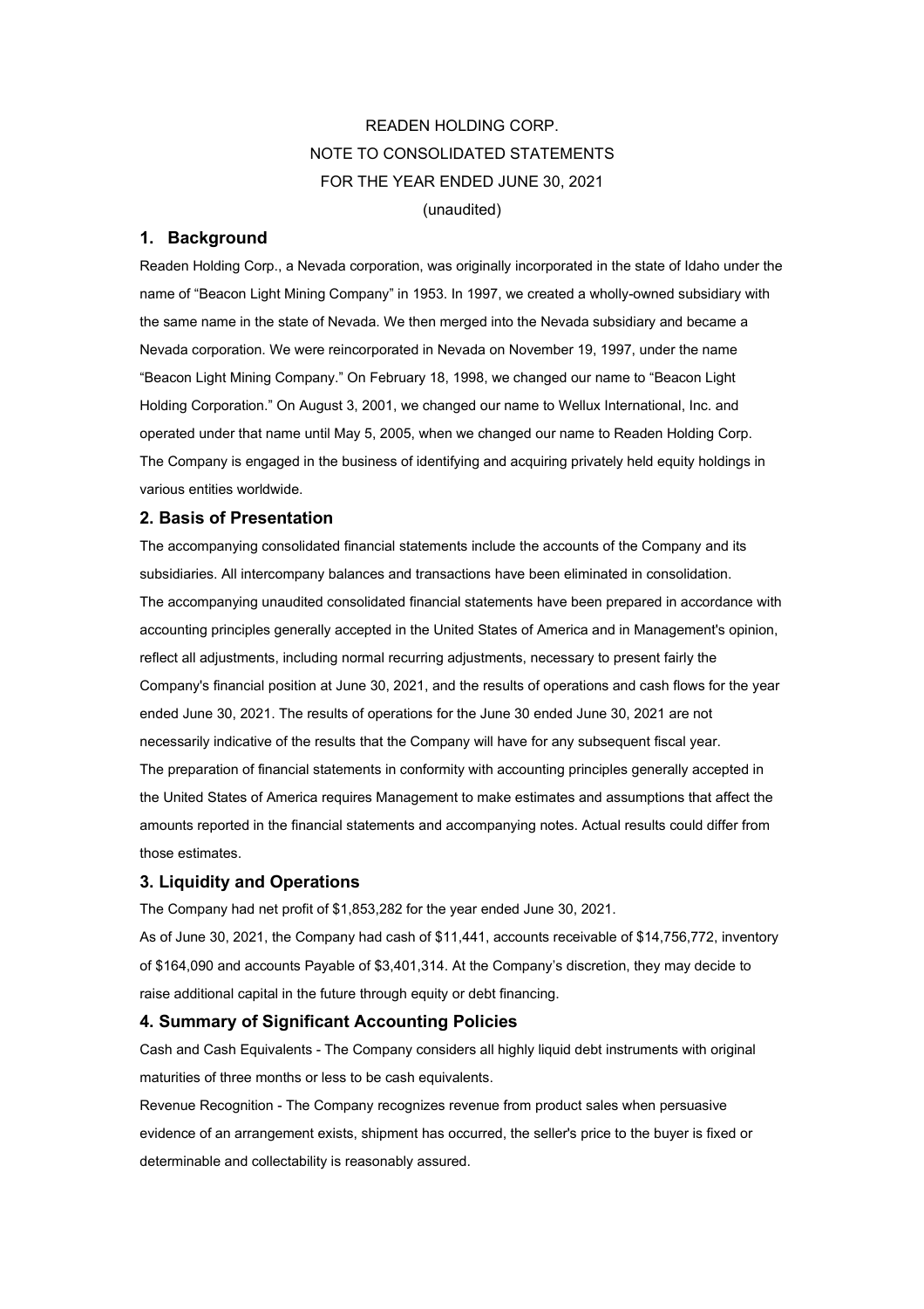READEN HOLDING CORP.

NOTE TO CONSOLIDATED STATEMENTS

FOR THE YEAR ENDED JUNE 30, 2021

(unaudited)

## 1. Background

Readen Holding Corp., a Nevada corporation, was originally incorporated in the state of Idaho under the name of "Beacon Light Mining Company" in 1953. In 1997, we created a wholly-owned subsidiary with the same name in the state of Nevada. We then merged into the Nevada subsidiary and became a Nevada corporation. We were reincorporated in Nevada on November 19, 1997, under the name "Beacon Light Mining Company." On February 18, 1998, we changed our name to "Beacon Light Holding Corporation." On August 3, 2001, we changed our name to Wellux International, Inc. and operated under that name until May 5, 2005, when we changed our name to Readen Holding Corp. The Company is engaged in the business of identifying and acquiring privately held equity holdings in various entities worldwide.

## 2. Basis of Presentation

The accompanying consolidated financial statements include the accounts of the Company and its subsidiaries. All intercompany balances and transactions have been eliminated in consolidation.

The accompanying unaudited consolidated financial statements have been prepared in accordance with accounting principles generally accepted in the United States of America and in Management's opinion, reflect all adjustments, including normal recurring adjustments, necessary to present fairly the Company's financial position at June 30, 2021, and the results of operations and cash flows for the year ended June 30, 2021. The results of operations for the June 30 ended June 30, 2021 are not necessarily indicative of the results that the Company will have for any subsequent fiscal year.

The preparation of financial statements in conformity with accounting principles generally accepted in the United States of America requires Management to make estimates and assumptions that affect the amounts reported in the financial statements and accompanying notes. Actual results could differ from those estimates.

## 3. Liquidity and Operations

The Company had net profit of $1,853,282 for the year ended June 30, 2021.

As of June 30, 2021, the Company had cash of $11,441, accounts receivable of $14,756,772, inventory of $164,090 and accounts Payable of $3,401,314. At the Company's discretion, they may decide to raise additional capital in the future through equity or debt financing.

## 4. Summary of Significant Accounting Policies

Cash and Cash Equivalents - The Company considers all highly liquid debt instruments with original maturities of three months or less to be cash equivalents.

Revenue Recognition - The Company recognizes revenue from product sales when persuasive evidence of an arrangement exists, shipment has occurred, the seller's price to the buyer is fixed or determinable and collectability is reasonably assured.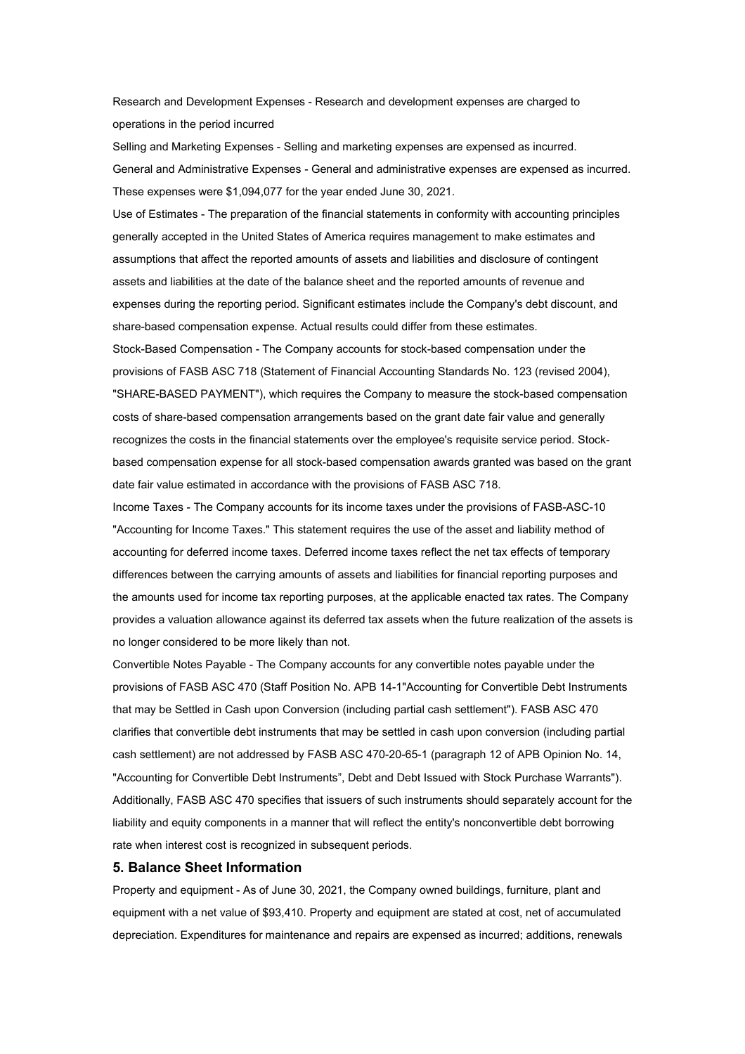Research and Development Expenses - Research and development expenses are charged to operations in the period incurred

Selling and Marketing Expenses - Selling and marketing expenses are expensed as incurred.

General and Administrative Expenses - General and administrative expenses are expensed as incurred. These expenses were $1,094,077 for the year ended June 30, 2021.

Use of Estimates - The preparation of the financial statements in conformity with accounting principles generally accepted in the United States of America requires management to make estimates and assumptions that affect the reported amounts of assets and liabilities and disclosure of contingent assets and liabilities at the date of the balance sheet and the reported amounts of revenue and expenses during the reporting period. Significant estimates include the Company's debt discount, and share-based compensation expense. Actual results could differ from these estimates.

Stock-Based Compensation - The Company accounts for stock-based compensation under the provisions of FASB ASC 718 (Statement of Financial Accounting Standards No. 123 (revised 2004), "SHARE-BASED PAYMENT"), which requires the Company to measure the stock-based compensation costs of share-based compensation arrangements based on the grant date fair value and generally recognizes the costs in the financial statements over the employee's requisite service period. Stock-based compensation expense for all stock-based compensation awards granted was based on the grant date fair value estimated in accordance with the provisions of FASB ASC 718.

Income Taxes - The Company accounts for its income taxes under the provisions of FASB-ASC-10 "Accounting for Income Taxes." This statement requires the use of the asset and liability method of accounting for deferred income taxes. Deferred income taxes reflect the net tax effects of temporary differences between the carrying amounts of assets and liabilities for financial reporting purposes and the amounts used for income tax reporting purposes, at the applicable enacted tax rates. The Company provides a valuation allowance against its deferred tax assets when the future realization of the assets is no longer considered to be more likely than not.

Convertible Notes Payable - The Company accounts for any convertible notes payable under the provisions of FASB ASC 470 (Staff Position No. APB 14-1"Accounting for Convertible Debt Instruments that may be Settled in Cash upon Conversion (including partial cash settlement"). FASB ASC 470 clarifies that convertible debt instruments that may be settled in cash upon conversion (including partial cash settlement) are not addressed by FASB ASC 470-20-65-1 (paragraph 12 of APB Opinion No. 14, "Accounting for Convertible Debt Instruments", Debt and Debt Issued with Stock Purchase Warrants"). Additionally, FASB ASC 470 specifies that issuers of such instruments should separately account for the liability and equity components in a manner that will reflect the entity's nonconvertible debt borrowing rate when interest cost is recognized in subsequent periods.

## 5. Balance Sheet Information

Property and equipment - As of June 30, 2021, the Company owned buildings, furniture, plant and equipment with a net value of $93,410. Property and equipment are stated at cost, net of accumulated depreciation. Expenditures for maintenance and repairs are expensed as incurred; additions, renewals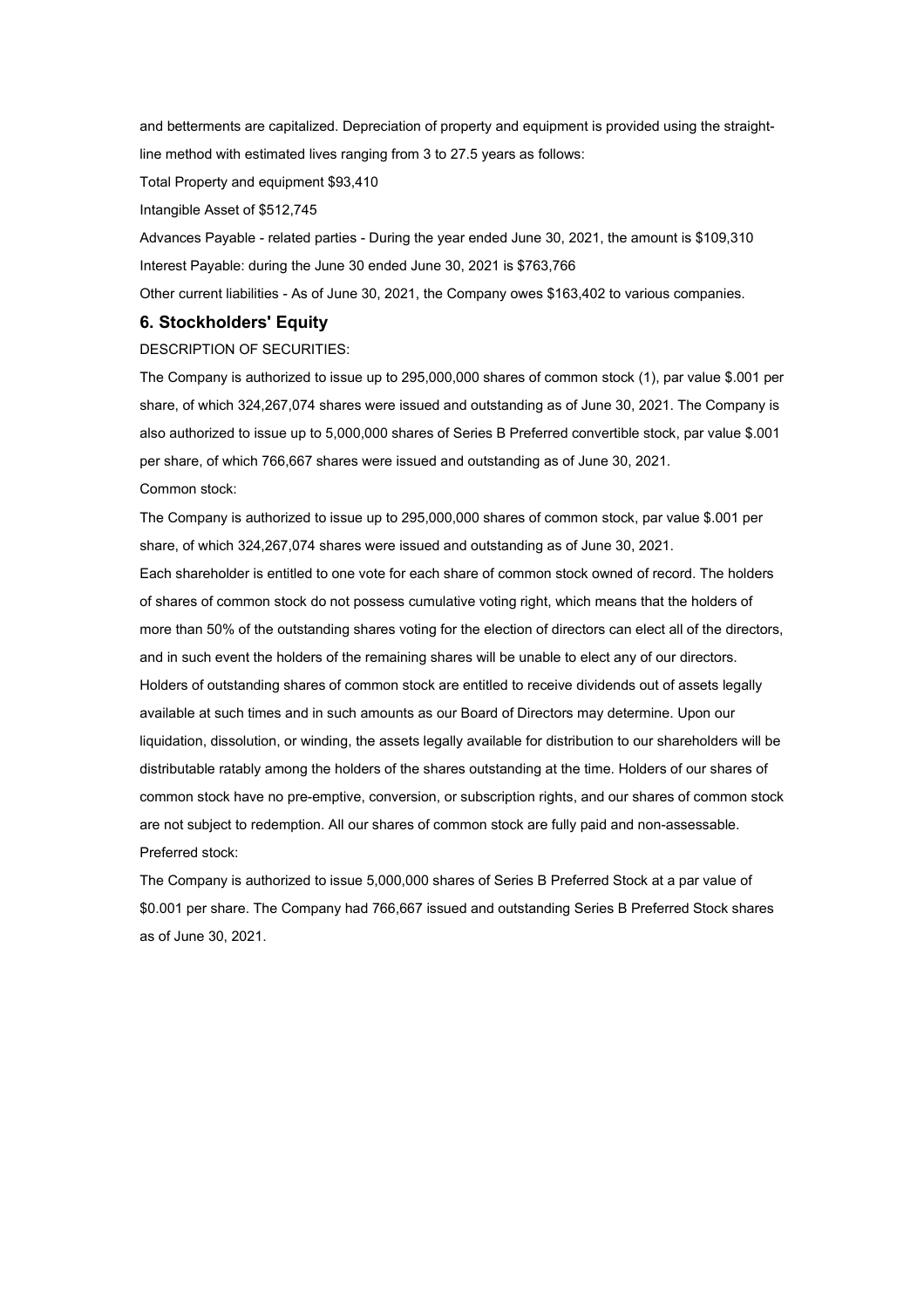and betterments are capitalized. Depreciation of property and equipment is provided using the straight-line method with estimated lives ranging from 3 to 27.5 years as follows:

Total Property and equipment $93,410

Intangible Asset of $512,745

Advances Payable - related parties - During the year ended June 30, 2021, the amount is $109,310

Interest Payable: during the June 30 ended June 30, 2021 is $763,766

Other current liabilities - As of June 30, 2021, the Company owes $163,402 to various companies.

## 6. Stockholders' Equity

DESCRIPTION OF SECURITIES:

The Company is authorized to issue up to 295,000,000 shares of common stock (1), par value $.001 per share, of which 324,267,074 shares were issued and outstanding as of June 30, 2021. The Company is also authorized to issue up to 5,000,000 shares of Series B Preferred convertible stock, par value $.001 per share, of which 766,667 shares were issued and outstanding as of June 30, 2021.

Common stock:

The Company is authorized to issue up to 295,000,000 shares of common stock, par value $.001 per share, of which 324,267,074 shares were issued and outstanding as of June 30, 2021.

Each shareholder is entitled to one vote for each share of common stock owned of record. The holders of shares of common stock do not possess cumulative voting right, which means that the holders of more than 50% of the outstanding shares voting for the election of directors can elect all of the directors, and in such event the holders of the remaining shares will be unable to elect any of our directors. Holders of outstanding shares of common stock are entitled to receive dividends out of assets legally available at such times and in such amounts as our Board of Directors may determine. Upon our liquidation, dissolution, or winding, the assets legally available for distribution to our shareholders will be distributable ratably among the holders of the shares outstanding at the time. Holders of our shares of common stock have no pre-emptive, conversion, or subscription rights, and our shares of common stock are not subject to redemption. All our shares of common stock are fully paid and non-assessable.

Preferred stock:

The Company is authorized to issue 5,000,000 shares of Series B Preferred Stock at a par value of $0.001 per share. The Company had 766,667 issued and outstanding Series B Preferred Stock shares as of June 30, 2021.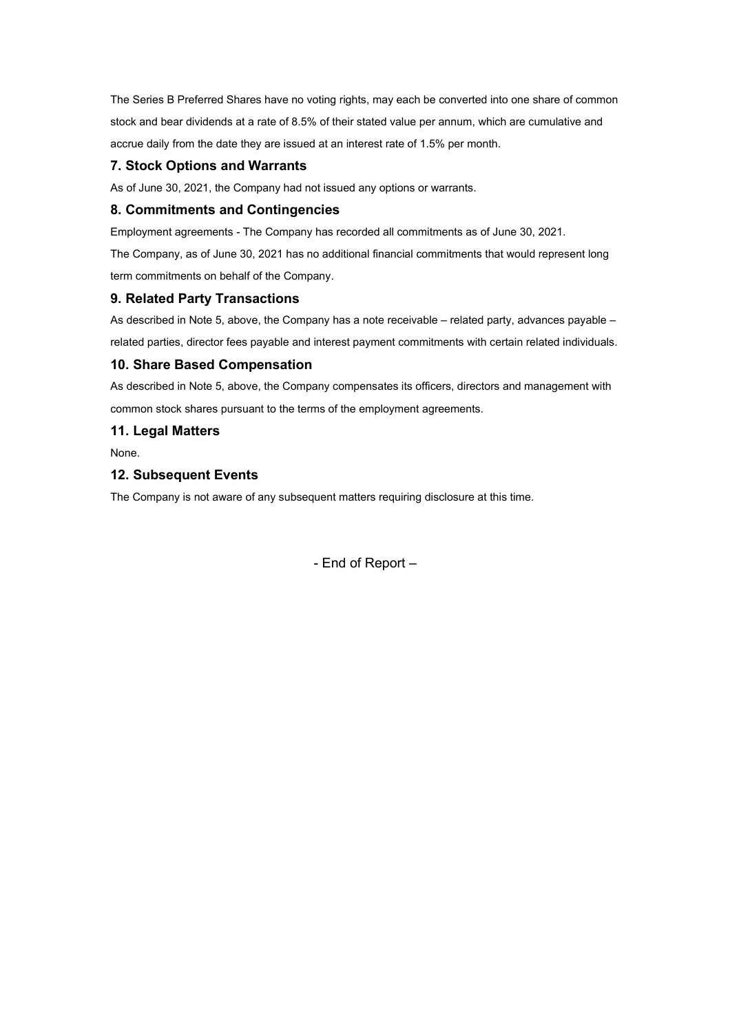The Series B Preferred Shares have no voting rights, may each be converted into one share of common stock and bear dividends at a rate of 8.5% of their stated value per annum, which are cumulative and accrue daily from the date they are issued at an interest rate of 1.5% per month.

### 7. Stock Options and Warrants

As of June 30, 2021, the Company had not issued any options or warrants.

### 8. Commitments and Contingencies

Employment agreements - The Company has recorded all commitments as of June 30, 2021.

The Company, as of June 30, 2021 has no additional financial commitments that would represent long term commitments on behalf of the Company.

### 9. Related Party Transactions

As described in Note 5, above, the Company has a note receivable – related party, advances payable – related parties, director fees payable and interest payment commitments with certain related individuals.

### 10. Share Based Compensation

As described in Note 5, above, the Company compensates its officers, directors and management with common stock shares pursuant to the terms of the employment agreements.

### 11. Legal Matters

None.

### 12. Subsequent Events

The Company is not aware of any subsequent matters requiring disclosure at this time.

- End of Report –